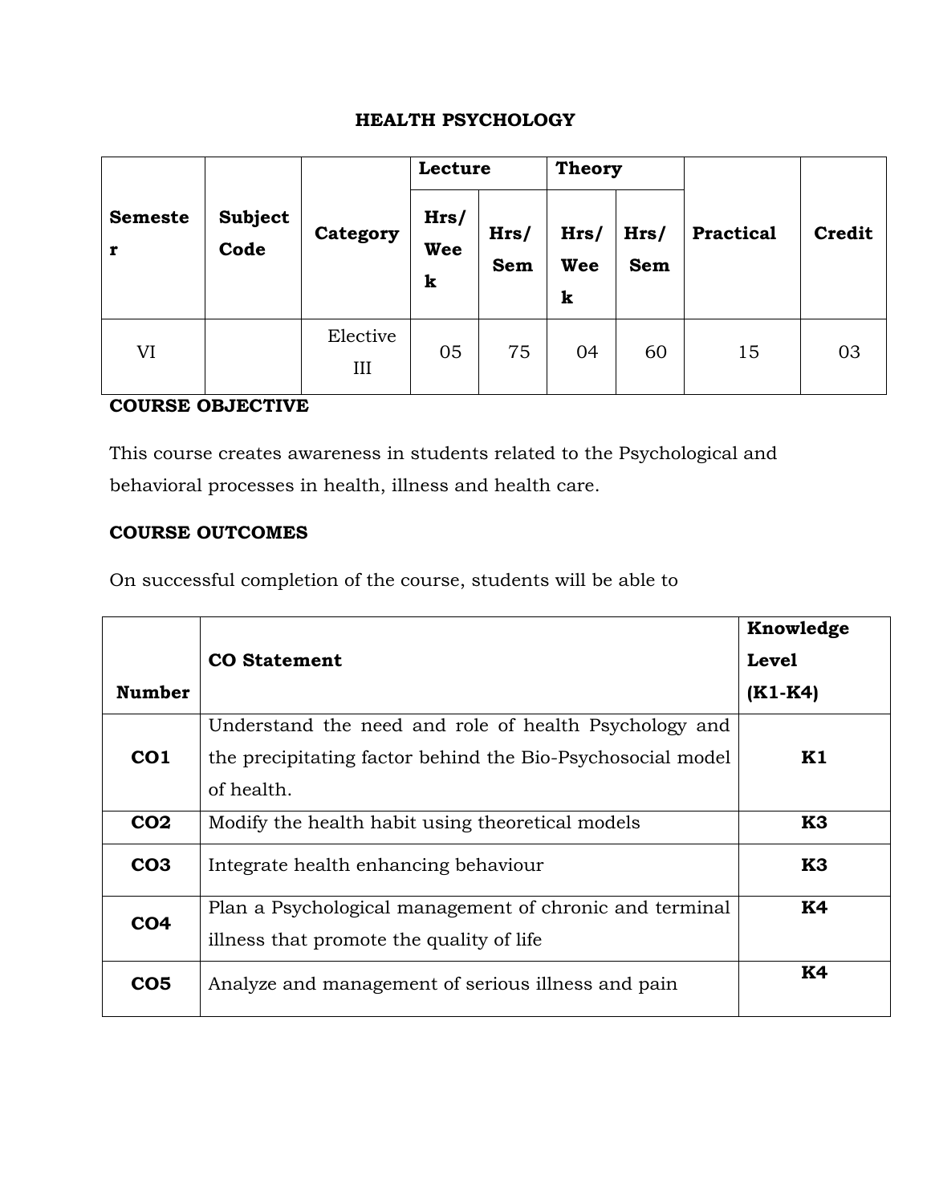# HEALTH PSYCHOLOGY

| Semester | Subject Code | Category | Lecture | | Theory | | Practical | Credit |
|---|---|---|---|---|---|---|---|---|
| | | | Hrs/ Week | Hrs/ Sem | Hrs/ Week | Hrs/ Sem | | |
| VI | | Elective III | 05 | 75 | 04 | 60 | 15 | 03 |

**COURSE OBJECTIVE**

This course creates awareness in students related to the Psychological and behavioral processes in health, illness and health care.

**COURSE OUTCOMES**

On successful completion of the course, students will be able to

| Number | CO Statement | Knowledge Level (K1-K4) |
|---|---|---|
| **CO1** | Understand the need and role of health Psychology and the precipitating factor behind the Bio-Psychosocial model of health. | **K1** |
| **CO2** | Modify the health habit using theoretical models | **K3** |
| **CO3** | Integrate health enhancing behaviour | **K3** |
| **CO4** | Plan a Psychological management of chronic and terminal illness that promote the quality of life | **K4** |
| **CO5** | Analyze and management of serious illness and pain | **K4** |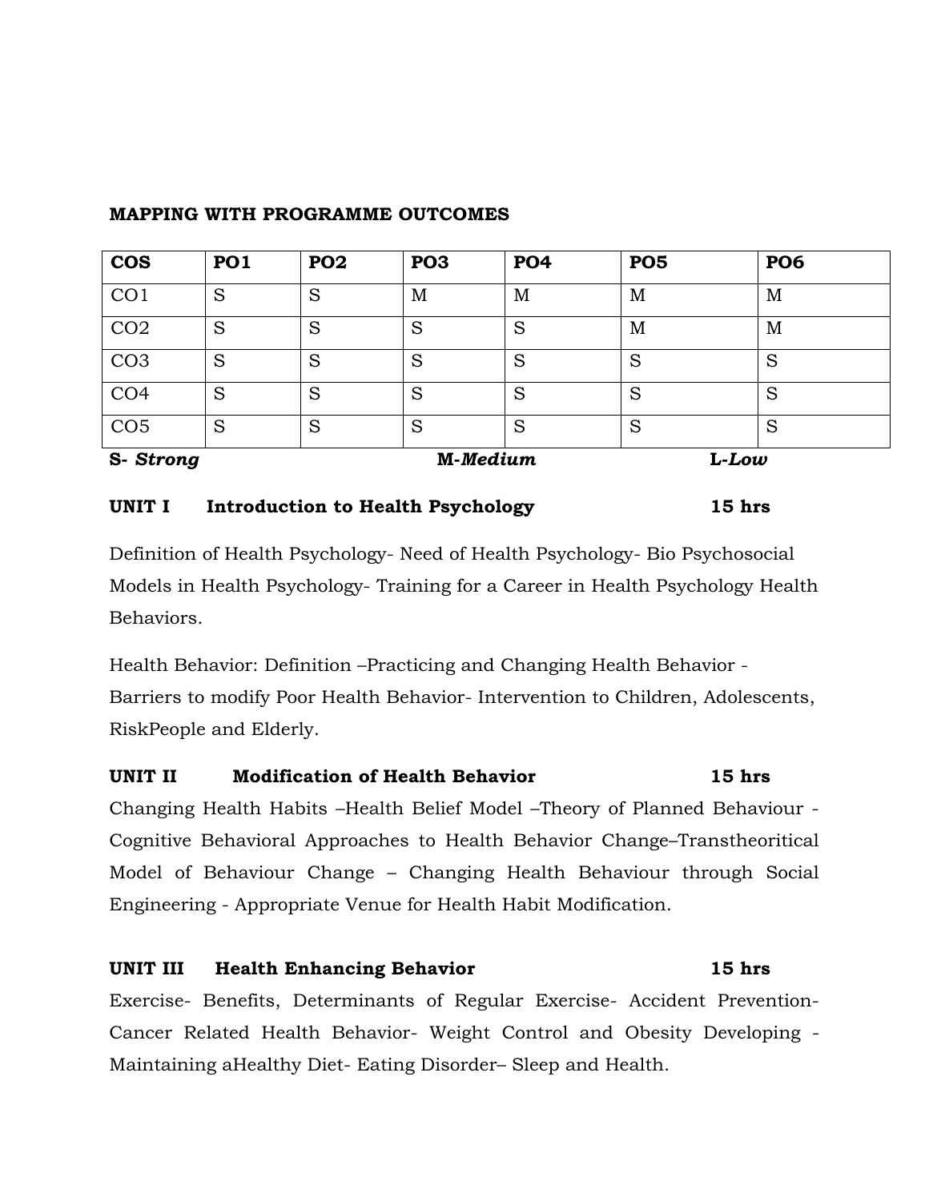**MAPPING WITH PROGRAMME OUTCOMES**

| COS | PO1 | PO2 | PO3 | PO4 | PO5 | PO6 |
|---|---|---|---|---|---|---|
| CO1 | S | S | M | M | M | M |
| CO2 | S | S | S | S | M | M |
| CO3 | S | S | S | S | S | S |
| CO4 | S | S | S | S | S | S |
| CO5 | S | S | S | S | S | S |

**S-** ***Strong*** **M-*Medium*** **L-*Low***

**UNIT I Introduction to Health Psychology 15 hrs**

Definition of Health Psychology- Need of Health Psychology- Bio Psychosocial Models in Health Psychology- Training for a Career in Health Psychology Health Behaviors.

Health Behavior: Definition –Practicing and Changing Health Behavior - Barriers to modify Poor Health Behavior- Intervention to Children, Adolescents, RiskPeople and Elderly.

**UNIT II Modification of Health Behavior 15 hrs**

Changing Health Habits –Health Belief Model –Theory of Planned Behaviour - Cognitive Behavioral Approaches to Health Behavior Change–Transtheoritical Model of Behaviour Change – Changing Health Behaviour through Social Engineering - Appropriate Venue for Health Habit Modification.

**UNIT III Health Enhancing Behavior 15 hrs**

Exercise- Benefits, Determinants of Regular Exercise- Accident Prevention- Cancer Related Health Behavior- Weight Control and Obesity Developing - Maintaining aHealthy Diet- Eating Disorder– Sleep and Health.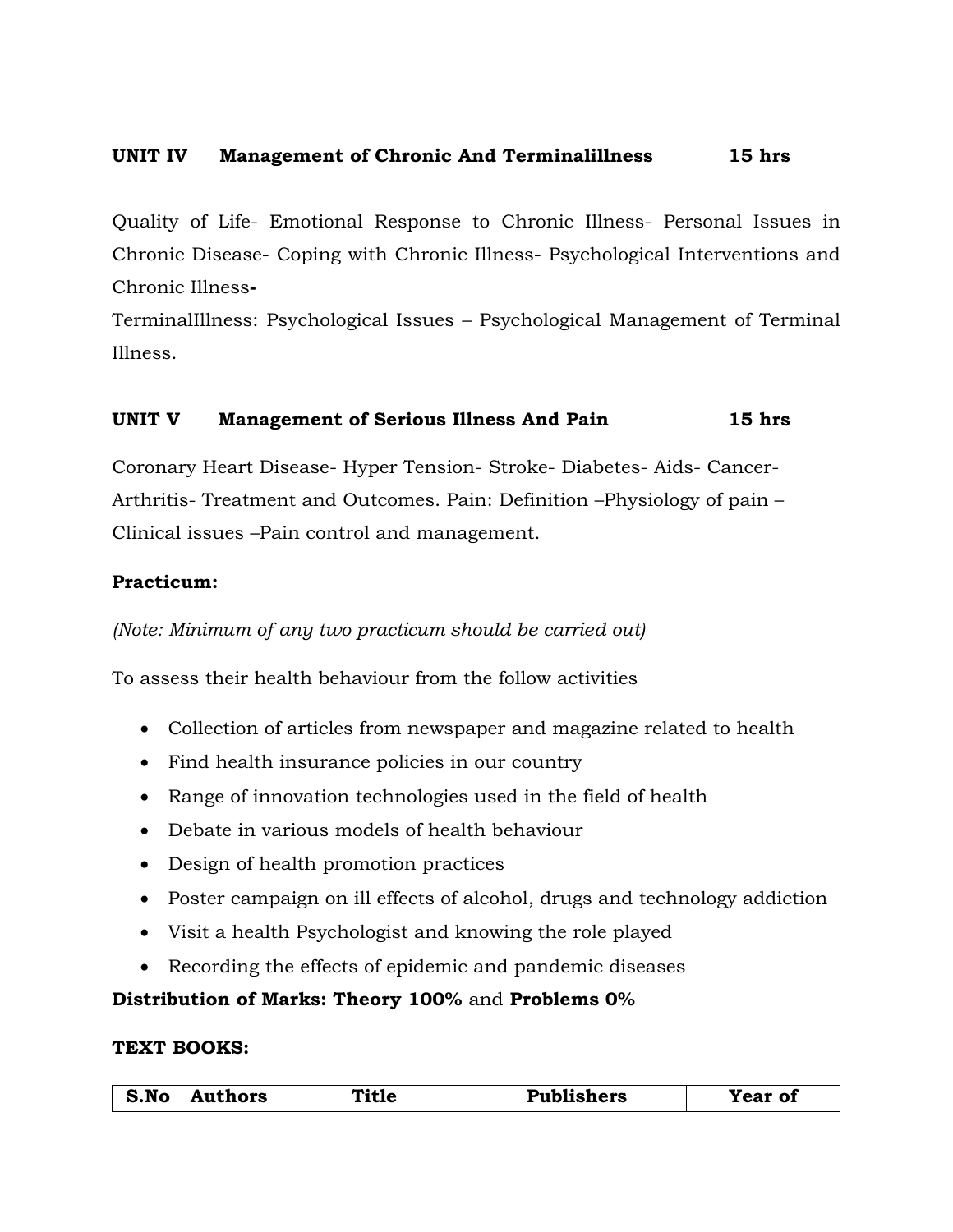**UNIT IV Management of Chronic And Terminalillness 15 hrs**

Quality of Life- Emotional Response to Chronic Illness- Personal Issues in Chronic Disease- Coping with Chronic Illness- Psychological Interventions and Chronic Illness**-**

TerminalIllness: Psychological Issues – Psychological Management of Terminal Illness.

**UNIT V Management of Serious Illness And Pain 15 hrs**

Coronary Heart Disease- Hyper Tension- Stroke- Diabetes- Aids- Cancer- Arthritis- Treatment and Outcomes. Pain: Definition –Physiology of pain – Clinical issues –Pain control and management.

**Practicum:**

*(Note: Minimum of any two practicum should be carried out)*

To assess their health behaviour from the follow activities

- Collection of articles from newspaper and magazine related to health
- Find health insurance policies in our country
- Range of innovation technologies used in the field of health
- Debate in various models of health behaviour
- Design of health promotion practices
- Poster campaign on ill effects of alcohol, drugs and technology addiction
- Visit a health Psychologist and knowing the role played
- Recording the effects of epidemic and pandemic diseases

**Distribution of Marks: Theory 100%** and **Problems 0%**

**TEXT BOOKS:**

| S.No | Authors | Title | Publishers | Year of |
|---|---|---|---|---|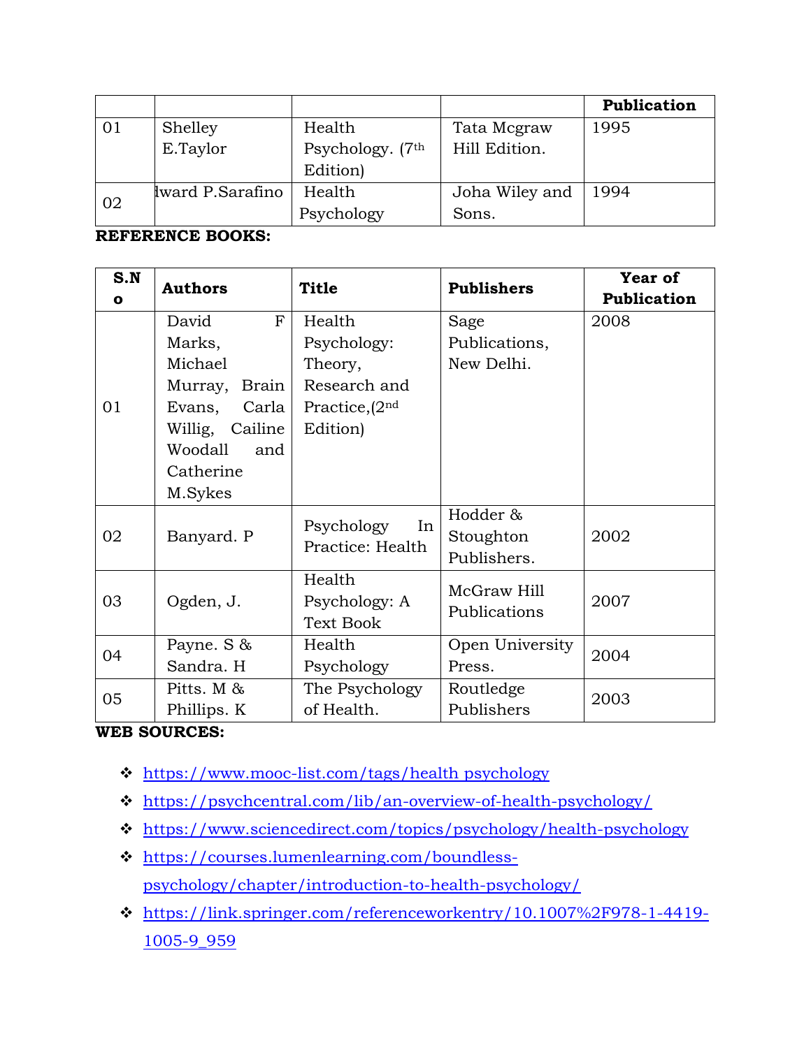| | | | | Publication |
|---|---|---|---|---|
| 01 | Shelley E.Taylor | Health Psychology. (7th Edition) | Tata Mcgraw Hill Edition. | 1995 |
| 02 | dward P.Sarafino | Health Psychology | Joha Wiley and Sons. | 1994 |

**REFERENCE BOOKS:**

| S.No | Authors | Title | Publishers | Year of Publication |
|---|---|---|---|---|
| 01 | David F Marks, Michael Murray, Brain Evans, Carla Willig, Cailine Woodall and Catherine M.Sykes | Health Psychology: Theory, Research and Practice,(2nd Edition) | Sage Publications, New Delhi. | 2008 |
| 02 | Banyard. P | Psychology In Practice: Health | Hodder & Stoughton Publishers. | 2002 |
| 03 | Ogden, J. | Health Psychology: A Text Book | McGraw Hill Publications | 2007 |
| 04 | Payne. S & Sandra. H | Health Psychology | Open University Press. | 2004 |
| 05 | Pitts. M & Phillips. K | The Psychology of Health. | Routledge Publishers | 2003 |

**WEB SOURCES:**

- https://www.mooc-list.com/tags/health psychology
- https://psychcentral.com/lib/an-overview-of-health-psychology/
- https://www.sciencedirect.com/topics/psychology/health-psychology
- https://courses.lumenlearning.com/boundless-psychology/chapter/introduction-to-health-psychology/
- https://link.springer.com/referenceworkentry/10.1007%2F978-1-4419-1005-9_959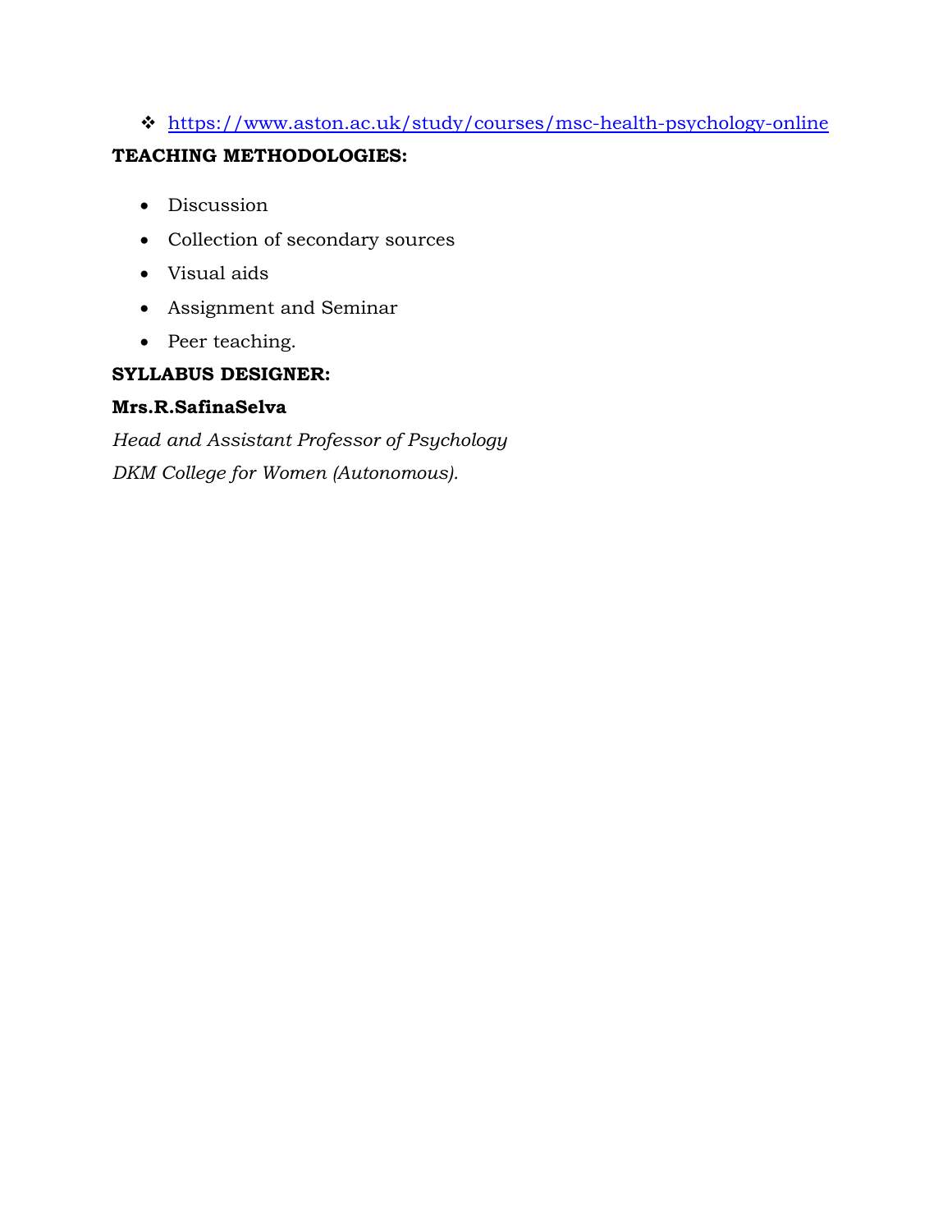- https://www.aston.ac.uk/study/courses/msc-health-psychology-online

**TEACHING METHODOLOGIES:**

- Discussion
- Collection of secondary sources
- Visual aids
- Assignment and Seminar
- Peer teaching.

**SYLLABUS DESIGNER:**

**Mrs.R.SafinaSelva**

*Head and Assistant Professor of Psychology*

*DKM College for Women (Autonomous).*